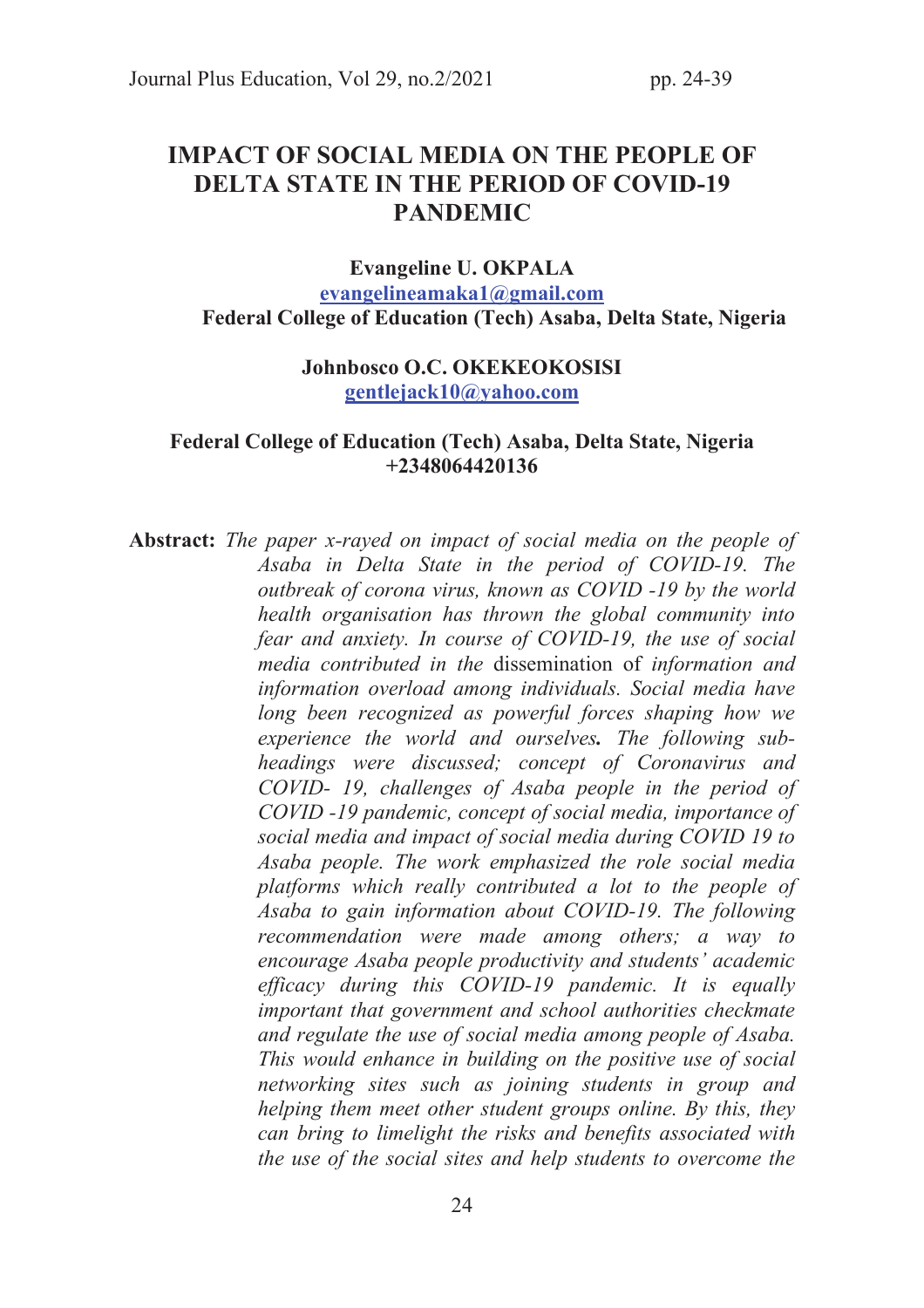# IMPACT OF SOCIAL MEDIA ON THE PEOPLE OF DELTA STATE IN THE PERIOD OF COVID-19 PANDEMIC

**Evangeline U. OKPALA**
evangelineamaka1@gmail.com
**Federal College of Education (Tech) Asaba, Delta State, Nigeria**

**Johnbosco O.C. OKEKEOKOSISI**
gentlejack10@yahoo.com

**Federal College of Education (Tech) Asaba, Delta State, Nigeria**
**+2348064420136**

**Abstract:** *The paper x-rayed on impact of social media on the people of Asaba in Delta State in the period of COVID-19. The outbreak of corona virus, known as COVID -19 by the world health organisation has thrown the global community into fear and anxiety. In course of COVID-19, the use of social media contributed in the* dissemination of *information and information overload among individuals. Social media have long been recognized as powerful forces shaping how we experience the world and ourselves. The following sub-headings were discussed; concept of Coronavirus and COVID- 19, challenges of Asaba people in the period of COVID -19 pandemic, concept of social media, importance of social media and impact of social media during COVID 19 to Asaba people. The work emphasized the role social media platforms which really contributed a lot to the people of Asaba to gain information about COVID-19. The following recommendation were made among others; a way to encourage Asaba people productivity and students' academic efficacy during this COVID-19 pandemic. It is equally important that government and school authorities checkmate and regulate the use of social media among people of Asaba. This would enhance in building on the positive use of social networking sites such as joining students in group and helping them meet other student groups online. By this, they can bring to limelight the risks and benefits associated with the use of the social sites and help students to overcome the*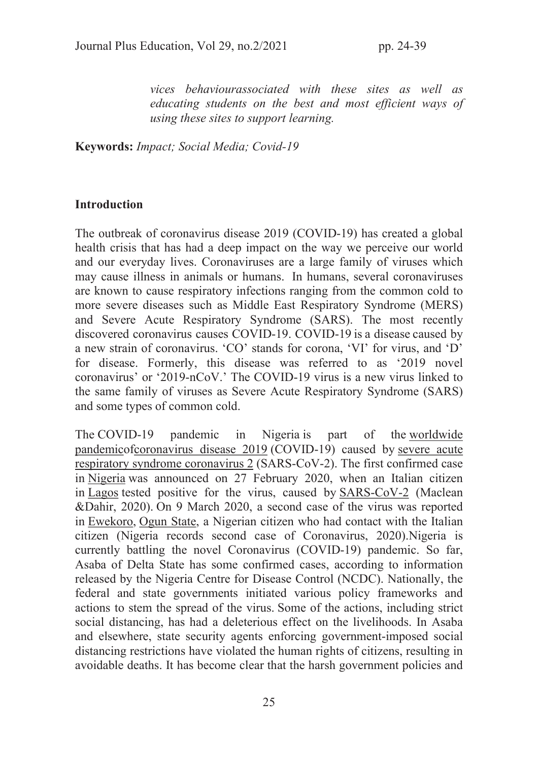*vices behaviourassociated with these sites as well as educating students on the best and most efficient ways of using these sites to support learning.*

**Keywords:** *Impact; Social Media; Covid-19*

## Introduction

The outbreak of coronavirus disease 2019 (COVID-19) has created a global health crisis that has had a deep impact on the way we perceive our world and our everyday lives. Coronaviruses are a large family of viruses which may cause illness in animals or humans. In humans, several coronaviruses are known to cause respiratory infections ranging from the common cold to more severe diseases such as Middle East Respiratory Syndrome (MERS) and Severe Acute Respiratory Syndrome (SARS). The most recently discovered coronavirus causes COVID-19. COVID-19 is a disease caused by a new strain of coronavirus. 'CO' stands for corona, 'VI' for virus, and 'D' for disease. Formerly, this disease was referred to as '2019 novel coronavirus' or '2019-nCoV.' The COVID-19 virus is a new virus linked to the same family of viruses as Severe Acute Respiratory Syndrome (SARS) and some types of common cold.

The COVID-19 pandemic in Nigeria is part of the worldwide pandemicofcoronavirus disease 2019 (COVID-19) caused by severe acute respiratory syndrome coronavirus 2 (SARS-CoV-2). The first confirmed case in Nigeria was announced on 27 February 2020, when an Italian citizen in Lagos tested positive for the virus, caused by SARS-CoV-2 (Maclean &Dahir, 2020). On 9 March 2020, a second case of the virus was reported in Ewekoro, Ogun State, a Nigerian citizen who had contact with the Italian citizen (Nigeria records second case of Coronavirus, 2020).Nigeria is currently battling the novel Coronavirus (COVID-19) pandemic. So far, Asaba of Delta State has some confirmed cases, according to information released by the Nigeria Centre for Disease Control (NCDC). Nationally, the federal and state governments initiated various policy frameworks and actions to stem the spread of the virus. Some of the actions, including strict social distancing, has had a deleterious effect on the livelihoods. In Asaba and elsewhere, state security agents enforcing government-imposed social distancing restrictions have violated the human rights of citizens, resulting in avoidable deaths. It has become clear that the harsh government policies and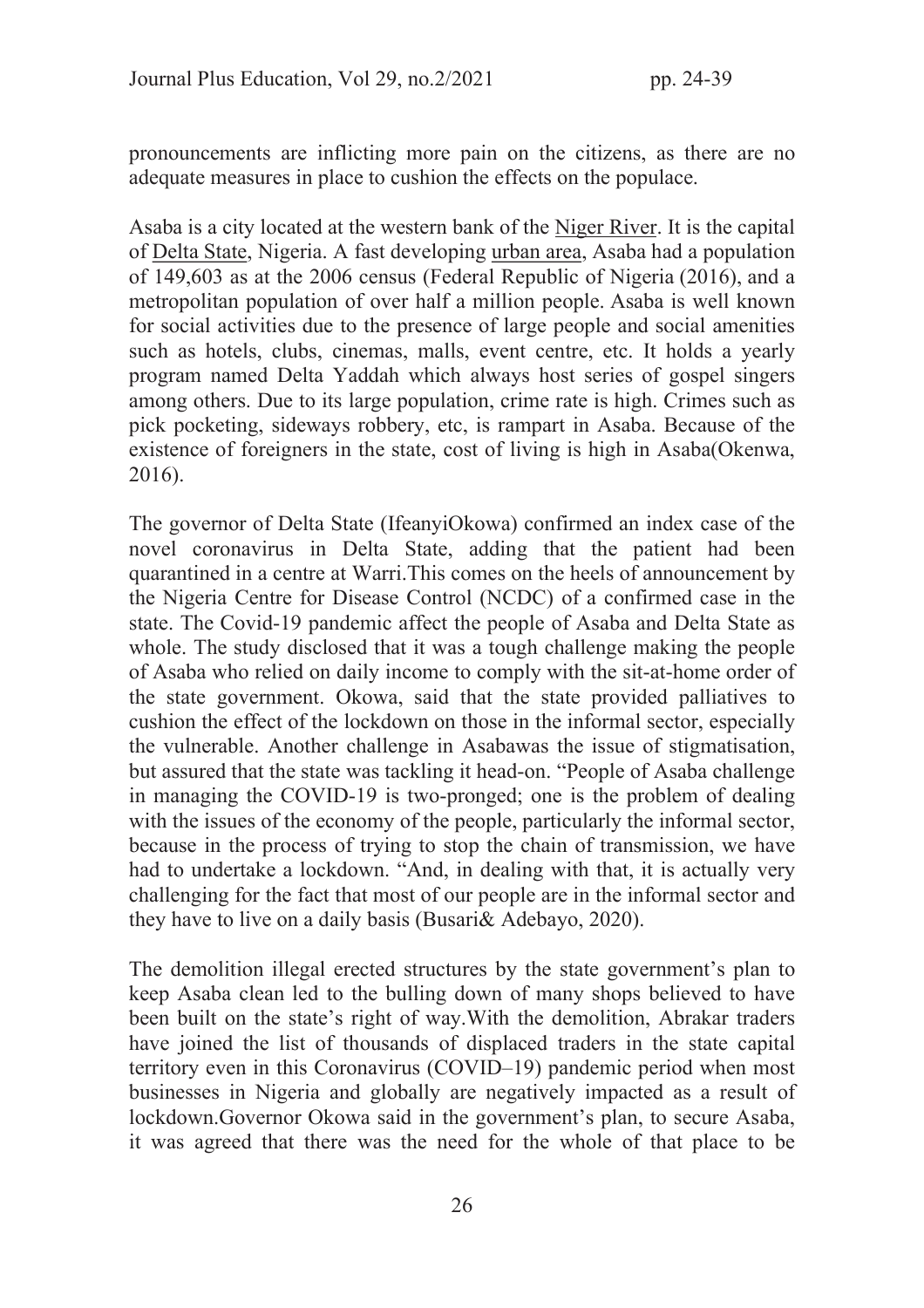pronouncements are inflicting more pain on the citizens, as there are no adequate measures in place to cushion the effects on the populace.

Asaba is a city located at the western bank of the Niger River. It is the capital of Delta State, Nigeria. A fast developing urban area, Asaba had a population of 149,603 as at the 2006 census (Federal Republic of Nigeria (2016), and a metropolitan population of over half a million people. Asaba is well known for social activities due to the presence of large people and social amenities such as hotels, clubs, cinemas, malls, event centre, etc. It holds a yearly program named Delta Yaddah which always host series of gospel singers among others. Due to its large population, crime rate is high. Crimes such as pick pocketing, sideways robbery, etc, is rampart in Asaba. Because of the existence of foreigners in the state, cost of living is high in Asaba(Okenwa, 2016).

The governor of Delta State (IfeanyiOkowa) confirmed an index case of the novel coronavirus in Delta State, adding that the patient had been quarantined in a centre at Warri.This comes on the heels of announcement by the Nigeria Centre for Disease Control (NCDC) of a confirmed case in the state. The Covid-19 pandemic affect the people of Asaba and Delta State as whole. The study disclosed that it was a tough challenge making the people of Asaba who relied on daily income to comply with the sit-at-home order of the state government. Okowa, said that the state provided palliatives to cushion the effect of the lockdown on those in the informal sector, especially the vulnerable. Another challenge in Asabawas the issue of stigmatisation, but assured that the state was tackling it head-on. "People of Asaba challenge in managing the COVID-19 is two-pronged; one is the problem of dealing with the issues of the economy of the people, particularly the informal sector, because in the process of trying to stop the chain of transmission, we have had to undertake a lockdown. "And, in dealing with that, it is actually very challenging for the fact that most of our people are in the informal sector and they have to live on a daily basis (Busari& Adebayo, 2020).

The demolition illegal erected structures by the state government's plan to keep Asaba clean led to the bulling down of many shops believed to have been built on the state's right of way.With the demolition, Abrakar traders have joined the list of thousands of displaced traders in the state capital territory even in this Coronavirus (COVID–19) pandemic period when most businesses in Nigeria and globally are negatively impacted as a result of lockdown.Governor Okowa said in the government's plan, to secure Asaba, it was agreed that there was the need for the whole of that place to be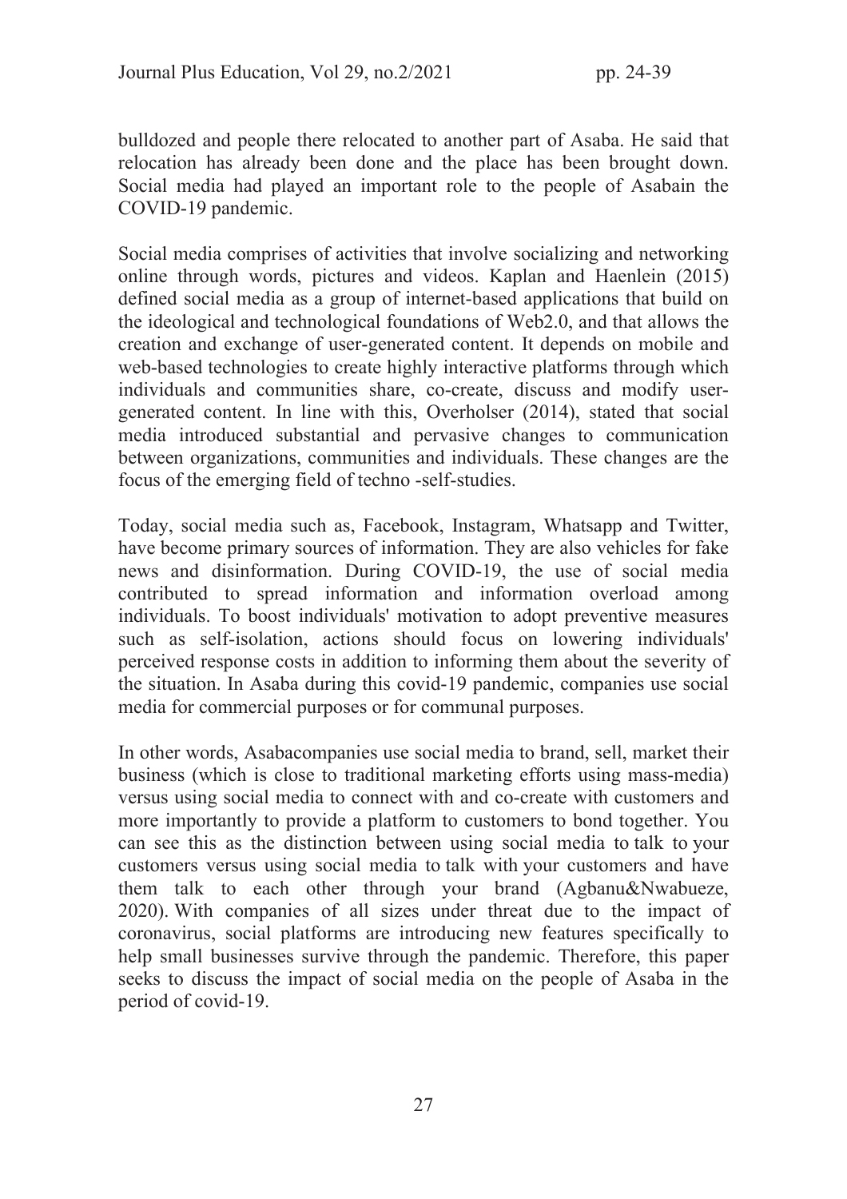bulldozed and people there relocated to another part of Asaba. He said that relocation has already been done and the place has been brought down. Social media had played an important role to the people of Asabain the COVID-19 pandemic.

Social media comprises of activities that involve socializing and networking online through words, pictures and videos. Kaplan and Haenlein (2015) defined social media as a group of internet-based applications that build on the ideological and technological foundations of Web2.0, and that allows the creation and exchange of user-generated content. It depends on mobile and web-based technologies to create highly interactive platforms through which individuals and communities share, co-create, discuss and modify user-generated content. In line with this, Overholser (2014), stated that social media introduced substantial and pervasive changes to communication between organizations, communities and individuals. These changes are the focus of the emerging field of techno -self-studies.

Today, social media such as, Facebook, Instagram, Whatsapp and Twitter, have become primary sources of information. They are also vehicles for fake news and disinformation. During COVID-19, the use of social media contributed to spread information and information overload among individuals. To boost individuals' motivation to adopt preventive measures such as self-isolation, actions should focus on lowering individuals' perceived response costs in addition to informing them about the severity of the situation. In Asaba during this covid-19 pandemic, companies use social media for commercial purposes or for communal purposes.

In other words, Asabacompanies use social media to brand, sell, market their business (which is close to traditional marketing efforts using mass-media) versus using social media to connect with and co-create with customers and more importantly to provide a platform to customers to bond together. You can see this as the distinction between using social media to talk to your customers versus using social media to talk with your customers and have them talk to each other through your brand (Agbanu&Nwabueze, 2020). With companies of all sizes under threat due to the impact of coronavirus, social platforms are introducing new features specifically to help small businesses survive through the pandemic. Therefore, this paper seeks to discuss the impact of social media on the people of Asaba in the period of covid-19.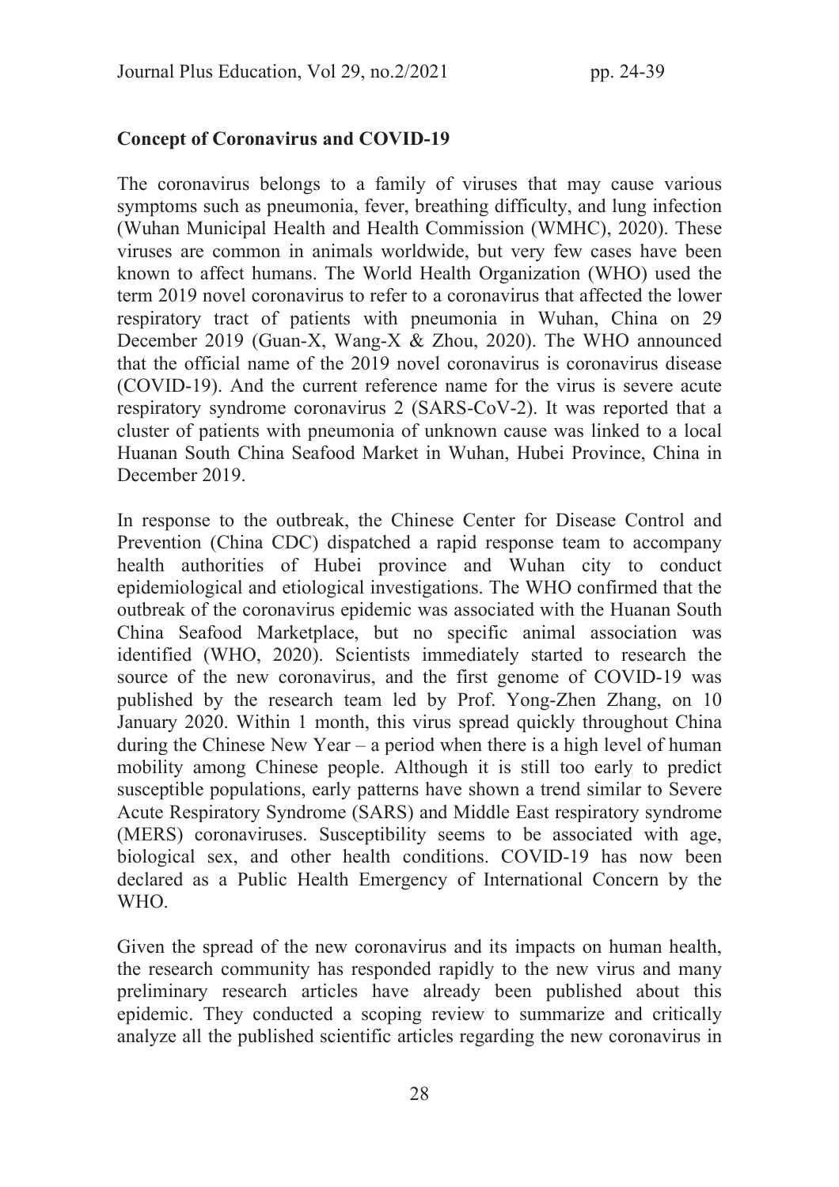## Concept of Coronavirus and COVID-19

The coronavirus belongs to a family of viruses that may cause various symptoms such as pneumonia, fever, breathing difficulty, and lung infection (Wuhan Municipal Health and Health Commission (WMHC), 2020). These viruses are common in animals worldwide, but very few cases have been known to affect humans. The World Health Organization (WHO) used the term 2019 novel coronavirus to refer to a coronavirus that affected the lower respiratory tract of patients with pneumonia in Wuhan, China on 29 December 2019 (Guan-X, Wang-X & Zhou, 2020). The WHO announced that the official name of the 2019 novel coronavirus is coronavirus disease (COVID-19). And the current reference name for the virus is severe acute respiratory syndrome coronavirus 2 (SARS-CoV-2). It was reported that a cluster of patients with pneumonia of unknown cause was linked to a local Huanan South China Seafood Market in Wuhan, Hubei Province, China in December 2019.

In response to the outbreak, the Chinese Center for Disease Control and Prevention (China CDC) dispatched a rapid response team to accompany health authorities of Hubei province and Wuhan city to conduct epidemiological and etiological investigations. The WHO confirmed that the outbreak of the coronavirus epidemic was associated with the Huanan South China Seafood Marketplace, but no specific animal association was identified (WHO, 2020). Scientists immediately started to research the source of the new coronavirus, and the first genome of COVID-19 was published by the research team led by Prof. Yong-Zhen Zhang, on 10 January 2020. Within 1 month, this virus spread quickly throughout China during the Chinese New Year – a period when there is a high level of human mobility among Chinese people. Although it is still too early to predict susceptible populations, early patterns have shown a trend similar to Severe Acute Respiratory Syndrome (SARS) and Middle East respiratory syndrome (MERS) coronaviruses. Susceptibility seems to be associated with age, biological sex, and other health conditions. COVID-19 has now been declared as a Public Health Emergency of International Concern by the WHO.

Given the spread of the new coronavirus and its impacts on human health, the research community has responded rapidly to the new virus and many preliminary research articles have already been published about this epidemic. They conducted a scoping review to summarize and critically analyze all the published scientific articles regarding the new coronavirus in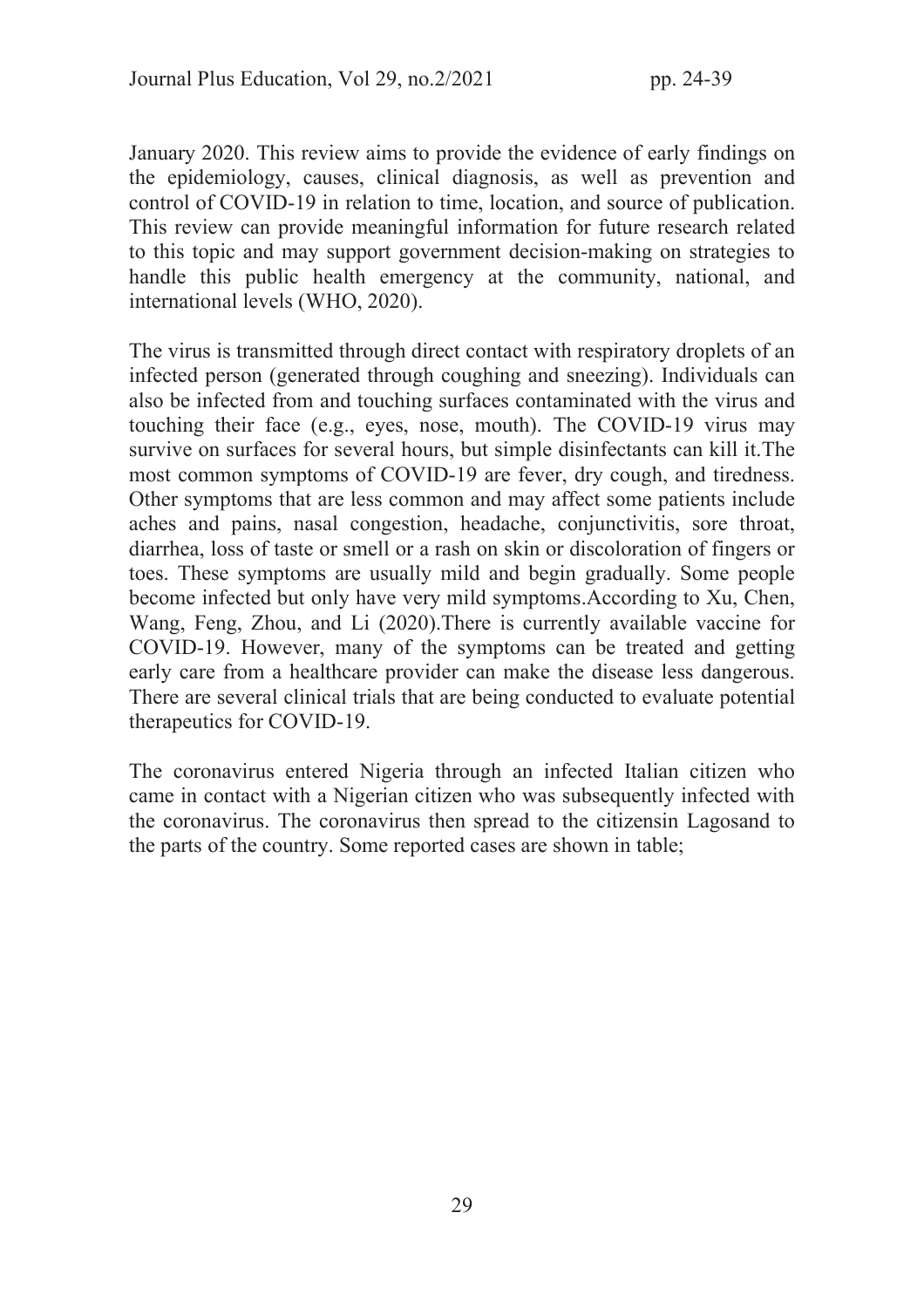January 2020. This review aims to provide the evidence of early findings on the epidemiology, causes, clinical diagnosis, as well as prevention and control of COVID-19 in relation to time, location, and source of publication. This review can provide meaningful information for future research related to this topic and may support government decision-making on strategies to handle this public health emergency at the community, national, and international levels (WHO, 2020).

The virus is transmitted through direct contact with respiratory droplets of an infected person (generated through coughing and sneezing). Individuals can also be infected from and touching surfaces contaminated with the virus and touching their face (e.g., eyes, nose, mouth). The COVID-19 virus may survive on surfaces for several hours, but simple disinfectants can kill it.The most common symptoms of COVID-19 are fever, dry cough, and tiredness. Other symptoms that are less common and may affect some patients include aches and pains, nasal congestion, headache, conjunctivitis, sore throat, diarrhea, loss of taste or smell or a rash on skin or discoloration of fingers or toes. These symptoms are usually mild and begin gradually. Some people become infected but only have very mild symptoms.According to Xu, Chen, Wang, Feng, Zhou, and Li (2020).There is currently available vaccine for COVID-19. However, many of the symptoms can be treated and getting early care from a healthcare provider can make the disease less dangerous. There are several clinical trials that are being conducted to evaluate potential therapeutics for COVID-19.

The coronavirus entered Nigeria through an infected Italian citizen who came in contact with a Nigerian citizen who was subsequently infected with the coronavirus. The coronavirus then spread to the citizensin Lagosand to the parts of the country. Some reported cases are shown in table;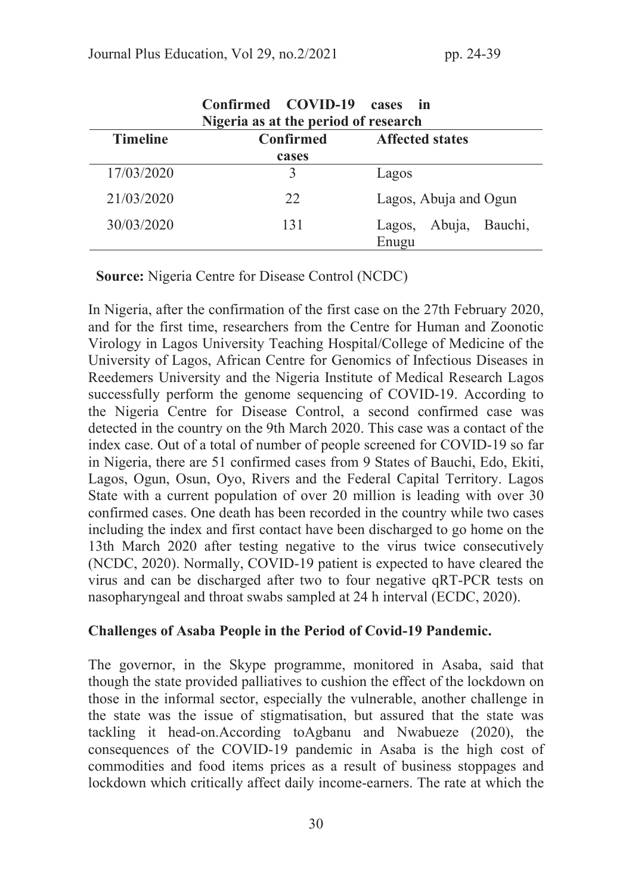**Confirmed COVID-19 cases in Nigeria as at the period of research**

| Timeline | Confirmed cases | Affected states |
|---|---|---|
| 17/03/2020 | 3 | Lagos |
| 21/03/2020 | 22 | Lagos, Abuja and Ogun |
| 30/03/2020 | 131 | Lagos, Abuja, Bauchi, Enugu |

**Source:** Nigeria Centre for Disease Control (NCDC)

In Nigeria, after the confirmation of the first case on the 27th February 2020, and for the first time, researchers from the Centre for Human and Zoonotic Virology in Lagos University Teaching Hospital/College of Medicine of the University of Lagos, African Centre for Genomics of Infectious Diseases in Reedemers University and the Nigeria Institute of Medical Research Lagos successfully perform the genome sequencing of COVID-19. According to the Nigeria Centre for Disease Control, a second confirmed case was detected in the country on the 9th March 2020. This case was a contact of the index case. Out of a total of number of people screened for COVID-19 so far in Nigeria, there are 51 confirmed cases from 9 States of Bauchi, Edo, Ekiti, Lagos, Ogun, Osun, Oyo, Rivers and the Federal Capital Territory. Lagos State with a current population of over 20 million is leading with over 30 confirmed cases. One death has been recorded in the country while two cases including the index and first contact have been discharged to go home on the 13th March 2020 after testing negative to the virus twice consecutively (NCDC, 2020). Normally, COVID-19 patient is expected to have cleared the virus and can be discharged after two to four negative qRT-PCR tests on nasopharyngeal and throat swabs sampled at 24 h interval (ECDC, 2020).

## Challenges of Asaba People in the Period of Covid-19 Pandemic.

The governor, in the Skype programme, monitored in Asaba, said that though the state provided palliatives to cushion the effect of the lockdown on those in the informal sector, especially the vulnerable, another challenge in the state was the issue of stigmatisation, but assured that the state was tackling it head-on.According toAgbanu and Nwabueze (2020), the consequences of the COVID-19 pandemic in Asaba is the high cost of commodities and food items prices as a result of business stoppages and lockdown which critically affect daily income-earners. The rate at which the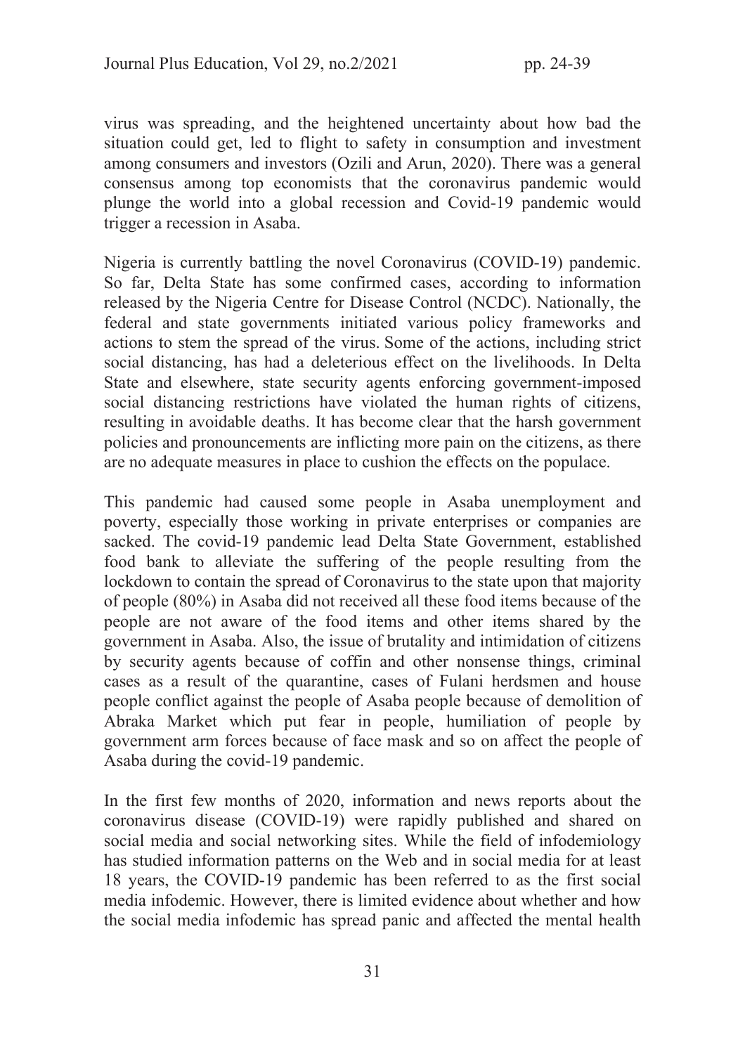virus was spreading, and the heightened uncertainty about how bad the situation could get, led to flight to safety in consumption and investment among consumers and investors (Ozili and Arun, 2020). There was a general consensus among top economists that the coronavirus pandemic would plunge the world into a global recession and Covid-19 pandemic would trigger a recession in Asaba.

Nigeria is currently battling the novel Coronavirus (COVID-19) pandemic. So far, Delta State has some confirmed cases, according to information released by the Nigeria Centre for Disease Control (NCDC). Nationally, the federal and state governments initiated various policy frameworks and actions to stem the spread of the virus. Some of the actions, including strict social distancing, has had a deleterious effect on the livelihoods. In Delta State and elsewhere, state security agents enforcing government-imposed social distancing restrictions have violated the human rights of citizens, resulting in avoidable deaths. It has become clear that the harsh government policies and pronouncements are inflicting more pain on the citizens, as there are no adequate measures in place to cushion the effects on the populace.

This pandemic had caused some people in Asaba unemployment and poverty, especially those working in private enterprises or companies are sacked. The covid-19 pandemic lead Delta State Government, established food bank to alleviate the suffering of the people resulting from the lockdown to contain the spread of Coronavirus to the state upon that majority of people (80%) in Asaba did not received all these food items because of the people are not aware of the food items and other items shared by the government in Asaba. Also, the issue of brutality and intimidation of citizens by security agents because of coffin and other nonsense things, criminal cases as a result of the quarantine, cases of Fulani herdsmen and house people conflict against the people of Asaba people because of demolition of Abraka Market which put fear in people, humiliation of people by government arm forces because of face mask and so on affect the people of Asaba during the covid-19 pandemic.

In the first few months of 2020, information and news reports about the coronavirus disease (COVID-19) were rapidly published and shared on social media and social networking sites. While the field of infodemiology has studied information patterns on the Web and in social media for at least 18 years, the COVID-19 pandemic has been referred to as the first social media infodemic. However, there is limited evidence about whether and how the social media infodemic has spread panic and affected the mental health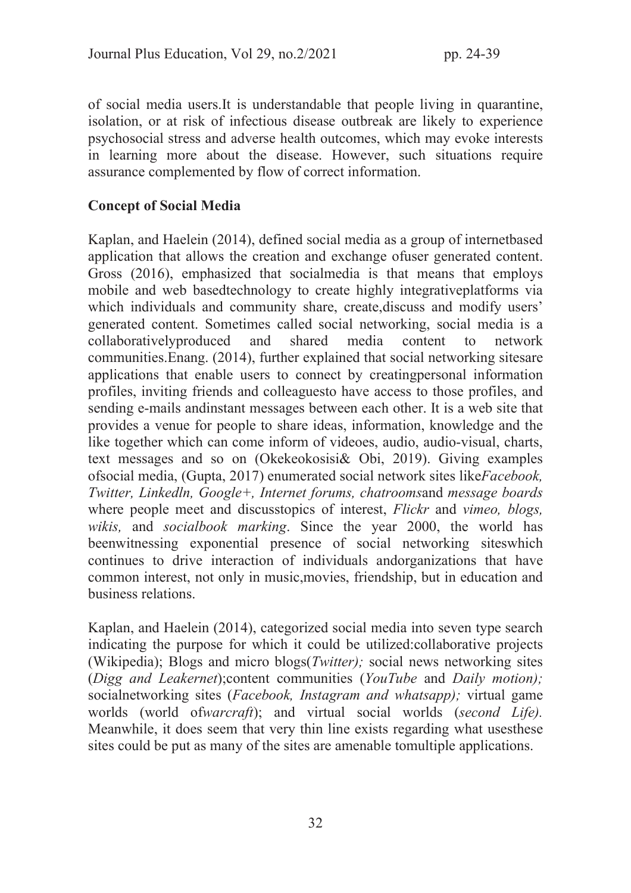of social media users.It is understandable that people living in quarantine, isolation, or at risk of infectious disease outbreak are likely to experience psychosocial stress and adverse health outcomes, which may evoke interests in learning more about the disease. However, such situations require assurance complemented by flow of correct information.

## Concept of Social Media

Kaplan, and Haelein (2014), defined social media as a group of internetbased application that allows the creation and exchange ofuser generated content. Gross (2016), emphasized that socialmedia is that means that employs mobile and web basedtechnology to create highly integrativeplatforms via which individuals and community share, create,discuss and modify users' generated content. Sometimes called social networking, social media is a collaborativelyproduced and shared media content to network communities.Enang. (2014), further explained that social networking sitesare applications that enable users to connect by creatingpersonal information profiles, inviting friends and colleaguesto have access to those profiles, and sending e-mails andinstant messages between each other. It is a web site that provides a venue for people to share ideas, information, knowledge and the like together which can come inform of videoes, audio, audio-visual, charts, text messages and so on (Okekeokosisi& Obi, 2019). Giving examples ofsocial media, (Gupta, 2017) enumerated social network sites like*Facebook, Twitter, Linkedln, Google+, Internet forums, chatrooms*and *message boards* where people meet and discusstopics of interest, *Flickr* and *vimeo, blogs, wikis,* and *socialbook marking*. Since the year 2000, the world has beenwitnessing exponential presence of social networking siteswhich continues to drive interaction of individuals andorganizations that have common interest, not only in music,movies, friendship, but in education and business relations.

Kaplan, and Haelein (2014), categorized social media into seven type search indicating the purpose for which it could be utilized:collaborative projects (Wikipedia); Blogs and micro blogs(*Twitter);* social news networking sites (*Digg and Leakernet*);content communities (*YouTube* and *Daily motion);* socialnetworking sites (*Facebook, Instagram and whatsapp);* virtual game worlds (world of*warcraft*); and virtual social worlds (*second Life).* Meanwhile, it does seem that very thin line exists regarding what usesthese sites could be put as many of the sites are amenable tomultiple applications.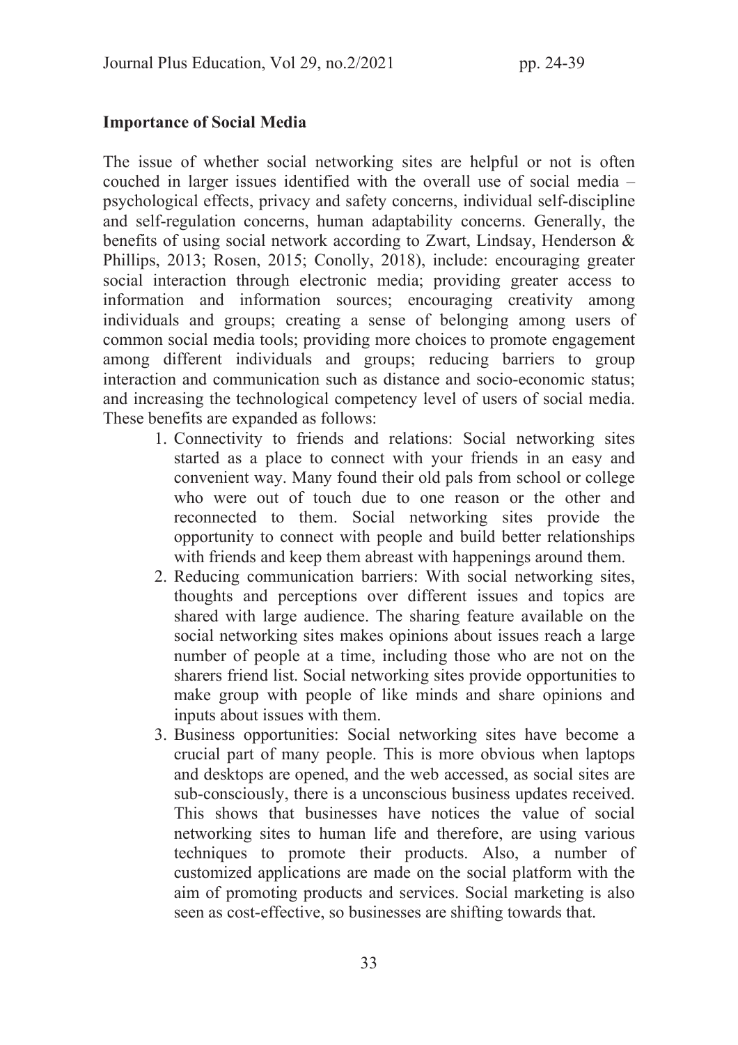**Importance of Social Media**

The issue of whether social networking sites are helpful or not is often couched in larger issues identified with the overall use of social media – psychological effects, privacy and safety concerns, individual self-discipline and self-regulation concerns, human adaptability concerns. Generally, the benefits of using social network according to Zwart, Lindsay, Henderson & Phillips, 2013; Rosen, 2015; Conolly, 2018), include: encouraging greater social interaction through electronic media; providing greater access to information and information sources; encouraging creativity among individuals and groups; creating a sense of belonging among users of common social media tools; providing more choices to promote engagement among different individuals and groups; reducing barriers to group interaction and communication such as distance and socio-economic status; and increasing the technological competency level of users of social media. These benefits are expanded as follows:

1. Connectivity to friends and relations: Social networking sites started as a place to connect with your friends in an easy and convenient way. Many found their old pals from school or college who were out of touch due to one reason or the other and reconnected to them. Social networking sites provide the opportunity to connect with people and build better relationships with friends and keep them abreast with happenings around them.
2. Reducing communication barriers: With social networking sites, thoughts and perceptions over different issues and topics are shared with large audience. The sharing feature available on the social networking sites makes opinions about issues reach a large number of people at a time, including those who are not on the sharers friend list. Social networking sites provide opportunities to make group with people of like minds and share opinions and inputs about issues with them.
3. Business opportunities: Social networking sites have become a crucial part of many people. This is more obvious when laptops and desktops are opened, and the web accessed, as social sites are sub-consciously, there is a unconscious business updates received. This shows that businesses have notices the value of social networking sites to human life and therefore, are using various techniques to promote their products. Also, a number of customized applications are made on the social platform with the aim of promoting products and services. Social marketing is also seen as cost-effective, so businesses are shifting towards that.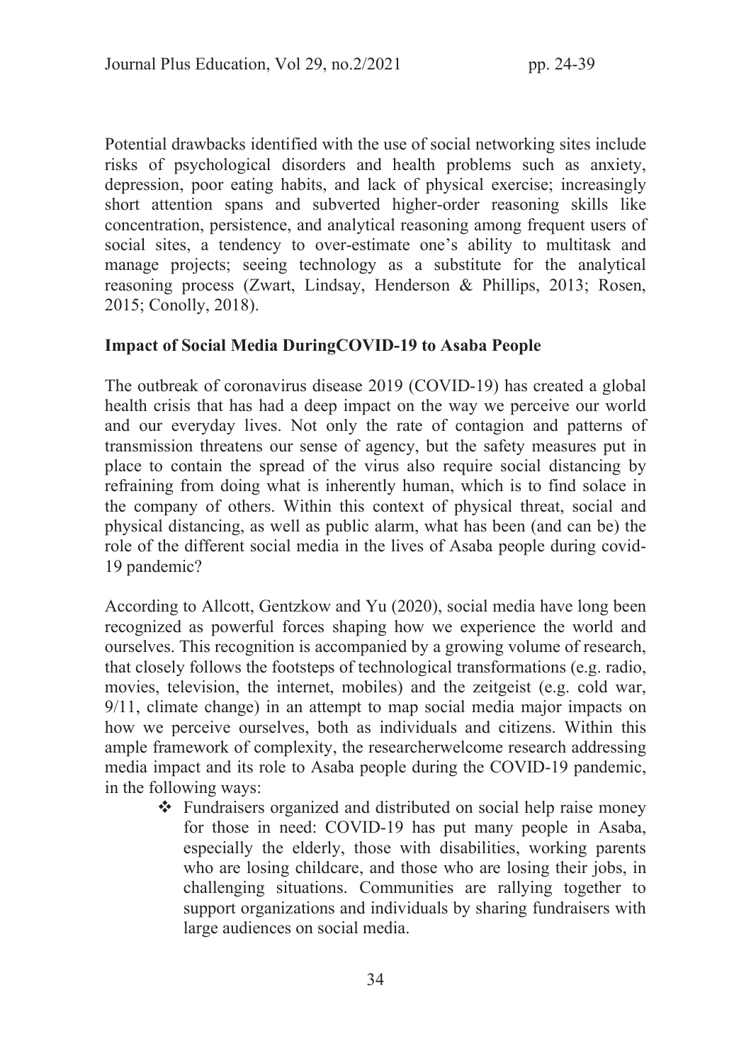Potential drawbacks identified with the use of social networking sites include risks of psychological disorders and health problems such as anxiety, depression, poor eating habits, and lack of physical exercise; increasingly short attention spans and subverted higher-order reasoning skills like concentration, persistence, and analytical reasoning among frequent users of social sites, a tendency to over-estimate one's ability to multitask and manage projects; seeing technology as a substitute for the analytical reasoning process (Zwart, Lindsay, Henderson & Phillips, 2013; Rosen, 2015; Conolly, 2018).

**Impact of Social Media DuringCOVID-19 to Asaba People**

The outbreak of coronavirus disease 2019 (COVID-19) has created a global health crisis that has had a deep impact on the way we perceive our world and our everyday lives. Not only the rate of contagion and patterns of transmission threatens our sense of agency, but the safety measures put in place to contain the spread of the virus also require social distancing by refraining from doing what is inherently human, which is to find solace in the company of others. Within this context of physical threat, social and physical distancing, as well as public alarm, what has been (and can be) the role of the different social media in the lives of Asaba people during covid-19 pandemic?

According to Allcott, Gentzkow and Yu (2020), social media have long been recognized as powerful forces shaping how we experience the world and ourselves. This recognition is accompanied by a growing volume of research, that closely follows the footsteps of technological transformations (e.g. radio, movies, television, the internet, mobiles) and the zeitgeist (e.g. cold war, 9/11, climate change) in an attempt to map social media major impacts on how we perceive ourselves, both as individuals and citizens. Within this ample framework of complexity, the researcherwelcome research addressing media impact and its role to Asaba people during the COVID-19 pandemic, in the following ways:

- Fundraisers organized and distributed on social help raise money for those in need: COVID-19 has put many people in Asaba, especially the elderly, those with disabilities, working parents who are losing childcare, and those who are losing their jobs, in challenging situations. Communities are rallying together to support organizations and individuals by sharing fundraisers with large audiences on social media.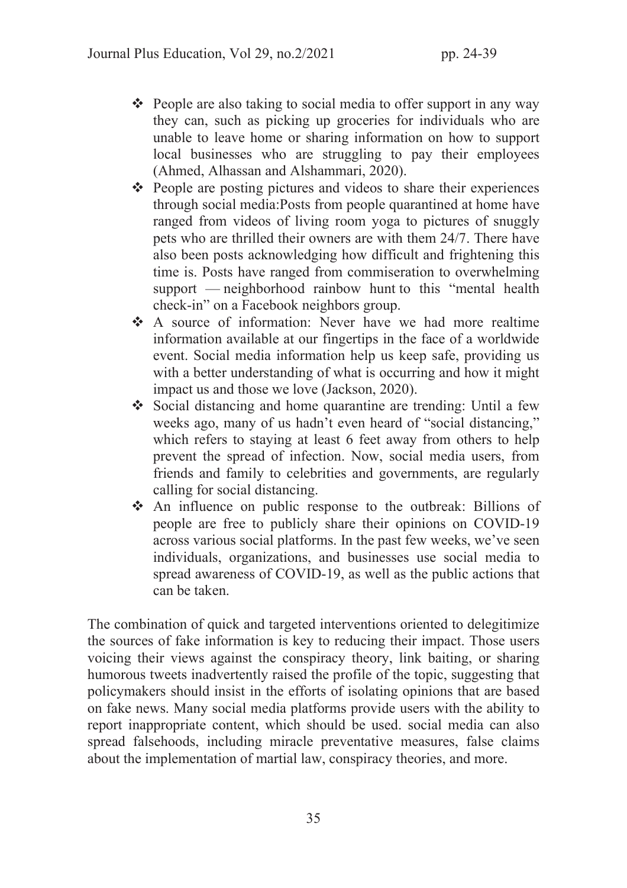- People are also taking to social media to offer support in any way they can, such as picking up groceries for individuals who are unable to leave home or sharing information on how to support local businesses who are struggling to pay their employees (Ahmed, Alhassan and Alshammari, 2020).
- People are posting pictures and videos to share their experiences through social media:Posts from people quarantined at home have ranged from videos of living room yoga to pictures of snuggly pets who are thrilled their owners are with them 24/7. There have also been posts acknowledging how difficult and frightening this time is. Posts have ranged from commiseration to overwhelming support — neighborhood rainbow hunt to this "mental health check-in" on a Facebook neighbors group.
- A source of information: Never have we had more realtime information available at our fingertips in the face of a worldwide event. Social media information help us keep safe, providing us with a better understanding of what is occurring and how it might impact us and those we love (Jackson, 2020).
- Social distancing and home quarantine are trending: Until a few weeks ago, many of us hadn't even heard of "social distancing," which refers to staying at least 6 feet away from others to help prevent the spread of infection. Now, social media users, from friends and family to celebrities and governments, are regularly calling for social distancing.
- An influence on public response to the outbreak: Billions of people are free to publicly share their opinions on COVID-19 across various social platforms. In the past few weeks, we've seen individuals, organizations, and businesses use social media to spread awareness of COVID-19, as well as the public actions that can be taken.

The combination of quick and targeted interventions oriented to delegitimize the sources of fake information is key to reducing their impact. Those users voicing their views against the conspiracy theory, link baiting, or sharing humorous tweets inadvertently raised the profile of the topic, suggesting that policymakers should insist in the efforts of isolating opinions that are based on fake news. Many social media platforms provide users with the ability to report inappropriate content, which should be used. social media can also spread falsehoods, including miracle preventative measures, false claims about the implementation of martial law, conspiracy theories, and more.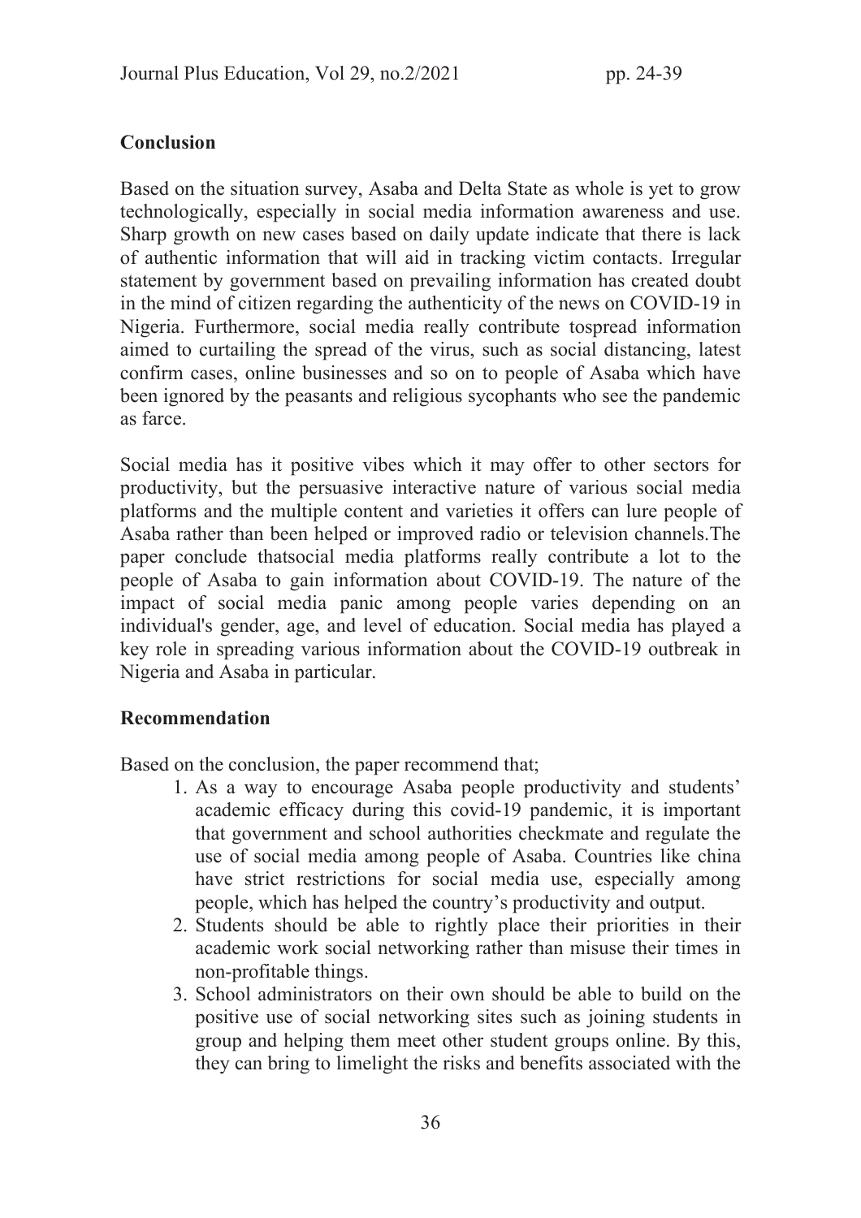## Conclusion

Based on the situation survey, Asaba and Delta State as whole is yet to grow technologically, especially in social media information awareness and use. Sharp growth on new cases based on daily update indicate that there is lack of authentic information that will aid in tracking victim contacts. Irregular statement by government based on prevailing information has created doubt in the mind of citizen regarding the authenticity of the news on COVID-19 in Nigeria. Furthermore, social media really contribute tospread information aimed to curtailing the spread of the virus, such as social distancing, latest confirm cases, online businesses and so on to people of Asaba which have been ignored by the peasants and religious sycophants who see the pandemic as farce.

Social media has it positive vibes which it may offer to other sectors for productivity, but the persuasive interactive nature of various social media platforms and the multiple content and varieties it offers can lure people of Asaba rather than been helped or improved radio or television channels.The paper conclude thatsocial media platforms really contribute a lot to the people of Asaba to gain information about COVID-19. The nature of the impact of social media panic among people varies depending on an individual's gender, age, and level of education. Social media has played a key role in spreading various information about the COVID-19 outbreak in Nigeria and Asaba in particular.

## Recommendation

Based on the conclusion, the paper recommend that;

1. As a way to encourage Asaba people productivity and students' academic efficacy during this covid-19 pandemic, it is important that government and school authorities checkmate and regulate the use of social media among people of Asaba. Countries like china have strict restrictions for social media use, especially among people, which has helped the country's productivity and output.
2. Students should be able to rightly place their priorities in their academic work social networking rather than misuse their times in non-profitable things.
3. School administrators on their own should be able to build on the positive use of social networking sites such as joining students in group and helping them meet other student groups online. By this, they can bring to limelight the risks and benefits associated with the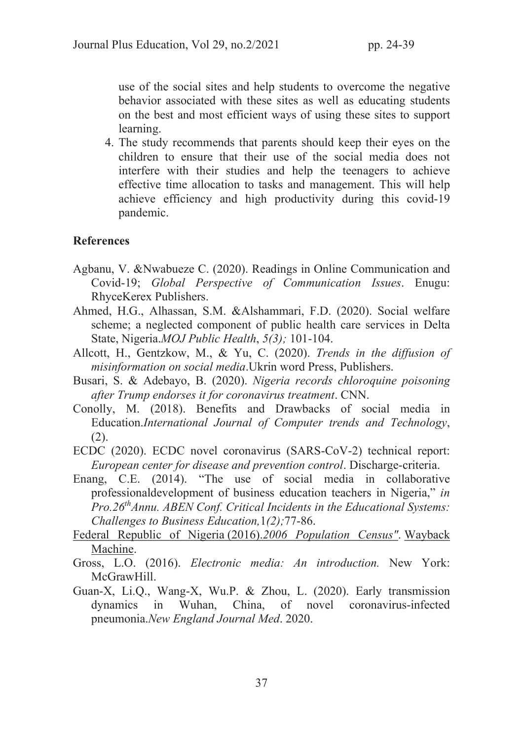use of the social sites and help students to overcome the negative behavior associated with these sites as well as educating students on the best and most efficient ways of using these sites to support learning.

4. The study recommends that parents should keep their eyes on the children to ensure that their use of the social media does not interfere with their studies and help the teenagers to achieve effective time allocation to tasks and management. This will help achieve efficiency and high productivity during this covid-19 pandemic.

**References**

Agbanu, V. &Nwabueze C. (2020). Readings in Online Communication and Covid-19; *Global Perspective of Communication Issues*. Enugu: RhyceKerex Publishers.

Ahmed, H.G., Alhassan, S.M. &Alshammari, F.D. (2020). Social welfare scheme; a neglected component of public health care services in Delta State, Nigeria.*MOJ Public Health*, *5(3);* 101-104.

Allcott, H., Gentzkow, M., & Yu, C. (2020). *Trends in the diffusion of misinformation on social media*.Ukrin word Press, Publishers.

Busari, S. & Adebayo, B. (2020). *Nigeria records chloroquine poisoning after Trump endorses it for coronavirus treatment*. CNN.

Conolly, M. (2018). Benefits and Drawbacks of social media in Education.*International Journal of Computer trends and Technology*, (2).

ECDC (2020). ECDC novel coronavirus (SARS-CoV-2) technical report: *European center for disease and prevention control*. Discharge-criteria.

Enang, C.E. (2014). "The use of social media in collaborative professionaldevelopment of business education teachers in Nigeria," *in Pro.26th Annu. ABEN Conf. Critical Incidents in the Educational Systems: Challenges to Business Education,*1*(2);*77-86.

Federal Republic of Nigeria (2016).*2006 Population Census"*. Wayback Machine.

Gross, L.O. (2016). *Electronic media: An introduction.* New York: McGrawHill.

Guan-X, Li.Q., Wang-X, Wu.P. & Zhou, L. (2020). Early transmission dynamics in Wuhan, China, of novel coronavirus-infected pneumonia.*New England Journal Med*. 2020.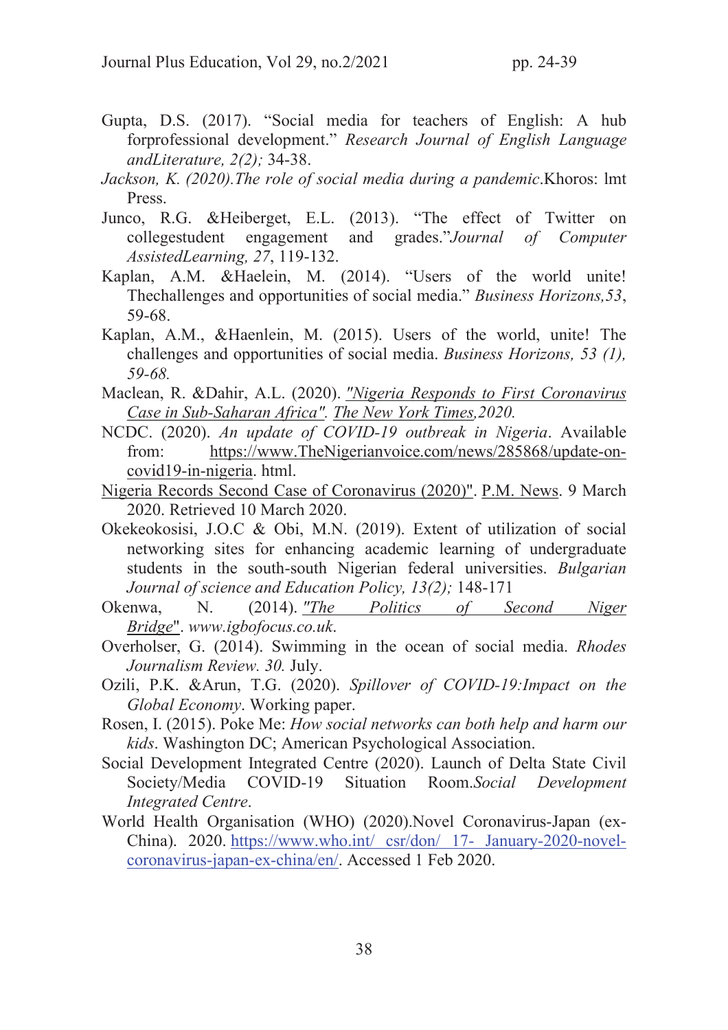Gupta, D.S. (2017). "Social media for teachers of English: A hub forprofessional development." *Research Journal of English Language andLiterature, 2(2);* 34-38.

*Jackson, K. (2020).The role of social media during a pandemic*.Khoros: lmt Press.

Junco, R.G. &Heiberget, E.L. (2013). "The effect of Twitter on collegestudent engagement and grades."*Journal of Computer AssistedLearning, 27*, 119-132.

Kaplan, A.M. &Haelein, M. (2014). "Users of the world unite! Thechallenges and opportunities of social media." *Business Horizons,53*, 59-68.

Kaplan, A.M., &Haenlein, M. (2015). Users of the world, unite! The challenges and opportunities of social media. *Business Horizons, 53 (1), 59-68.*

Maclean, R. &Dahir, A.L. (2020). *"Nigeria Responds to First Coronavirus Case in Sub-Saharan Africa". The New York Times,2020.*

NCDC. (2020). *An update of COVID-19 outbreak in Nigeria*. Available from: https://www.TheNigerianvoice.com/news/285868/update-on-covid19-in-nigeria. html.

Nigeria Records Second Case of Coronavirus (2020)". P.M. News. 9 March 2020. Retrieved 10 March 2020.

Okekeokosisi, J.O.C & Obi, M.N. (2019). Extent of utilization of social networking sites for enhancing academic learning of undergraduate students in the south-south Nigerian federal universities. *Bulgarian Journal of science and Education Policy, 13(2);* 148-171

Okenwa, N. (2014). *"The Politics of Second Niger Bridge"*. *www.igbofocus.co.uk*.

Overholser, G. (2014). Swimming in the ocean of social media. *Rhodes Journalism Review. 30.* July.

Ozili, P.K. &Arun, T.G. (2020). *Spillover of COVID-19:Impact on the Global Economy*. Working paper.

Rosen, I. (2015). Poke Me: *How social networks can both help and harm our kids*. Washington DC; American Psychological Association.

Social Development Integrated Centre (2020). Launch of Delta State Civil Society/Media COVID-19 Situation Room.*Social Development Integrated Centre*.

World Health Organisation (WHO) (2020).Novel Coronavirus-Japan (ex-China). 2020. https://www.who.int/ csr/don/ 17- January-2020-novel-coronavirus-japan-ex-china/en/. Accessed 1 Feb 2020.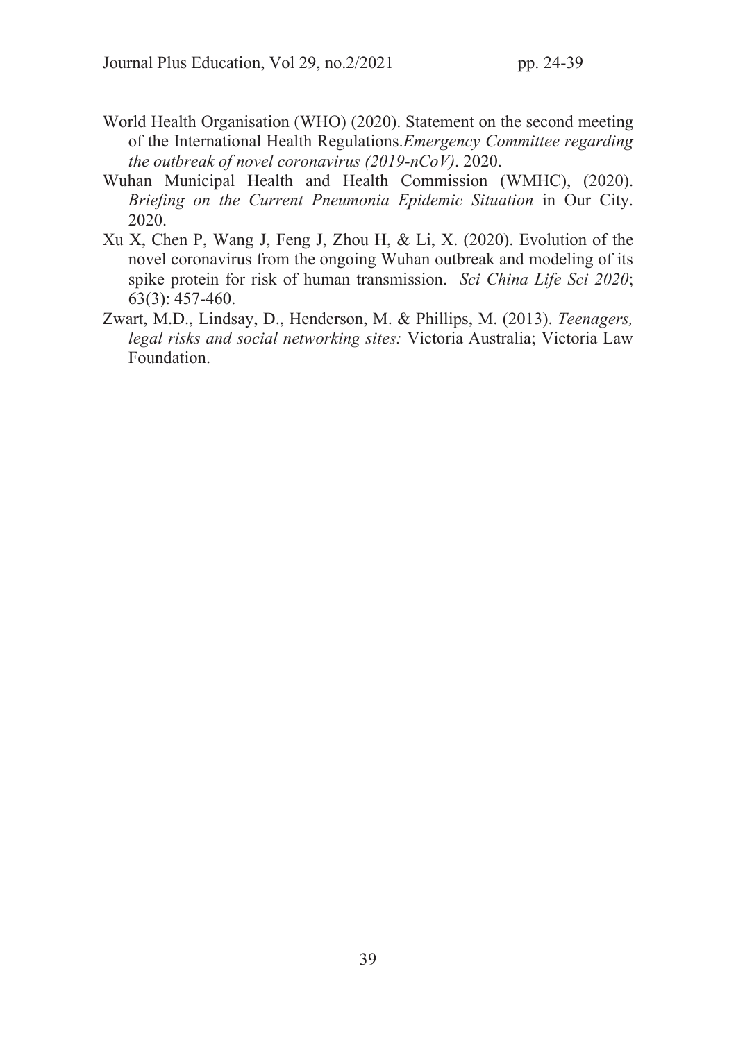World Health Organisation (WHO) (2020). Statement on the second meeting of the International Health Regulations.*Emergency Committee regarding the outbreak of novel coronavirus (2019-nCoV)*. 2020.

Wuhan Municipal Health and Health Commission (WMHC), (2020). *Briefing on the Current Pneumonia Epidemic Situation* in Our City. 2020.

Xu X, Chen P, Wang J, Feng J, Zhou H, & Li, X. (2020). Evolution of the novel coronavirus from the ongoing Wuhan outbreak and modeling of its spike protein for risk of human transmission. *Sci China Life Sci 2020*; 63(3): 457-460.

Zwart, M.D., Lindsay, D., Henderson, M. & Phillips, M. (2013). *Teenagers, legal risks and social networking sites:* Victoria Australia; Victoria Law Foundation.